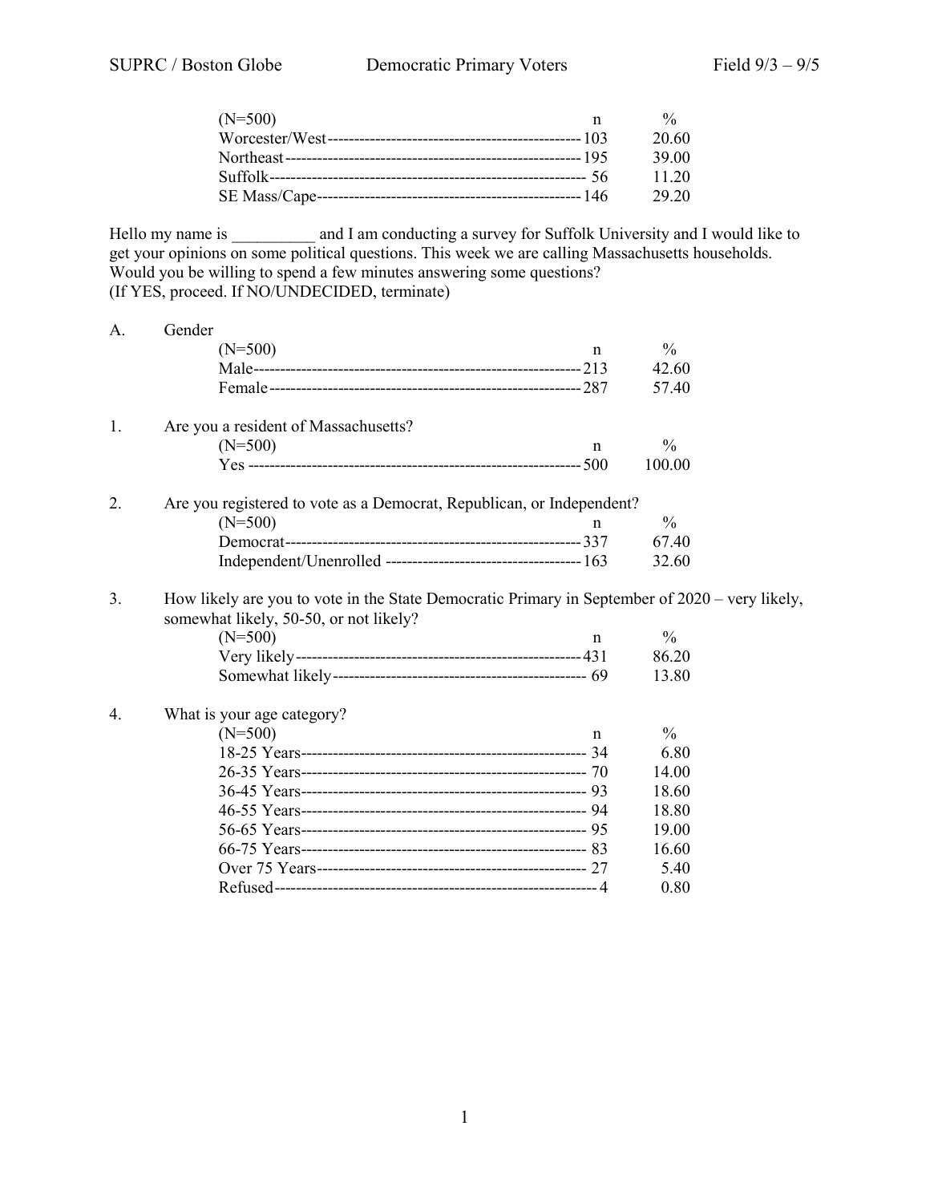| (N=500) | n | % |
|---|---|---|
| Worcester/West | 103 | 20.60 |
| Northeast | 195 | 39.00 |
| Suffolk | 56 | 11.20 |
| SE Mass/Cape | 146 | 29.20 |

Hello my name is __________ and I am conducting a survey for Suffolk University and I would like to get your opinions on some political questions. This week we are calling Massachusetts households. Would you be willing to spend a few minutes answering some questions?
(If YES, proceed. If NO/UNDECIDED, terminate)

A. Gender

| (N=500) | n | % |
|---|---|---|
| Male | 213 | 42.60 |
| Female | 287 | 57.40 |

1. Are you a resident of Massachusetts?

| (N=500) | n | % |
|---|---|---|
| Yes | 500 | 100.00 |

2. Are you registered to vote as a Democrat, Republican, or Independent?

| (N=500) | n | % |
|---|---|---|
| Democrat | 337 | 67.40 |
| Independent/Unenrolled | 163 | 32.60 |

3. How likely are you to vote in the State Democratic Primary in September of 2020 – very likely, somewhat likely, 50-50, or not likely?

| (N=500) | n | % |
|---|---|---|
| Very likely | 431 | 86.20 |
| Somewhat likely | 69 | 13.80 |

4. What is your age category?

| (N=500) | n | % |
|---|---|---|
| 18-25 Years | 34 | 6.80 |
| 26-35 Years | 70 | 14.00 |
| 36-45 Years | 93 | 18.60 |
| 46-55 Years | 94 | 18.80 |
| 56-65 Years | 95 | 19.00 |
| 66-75 Years | 83 | 16.60 |
| Over 75 Years | 27 | 5.40 |
| Refused | 4 | 0.80 |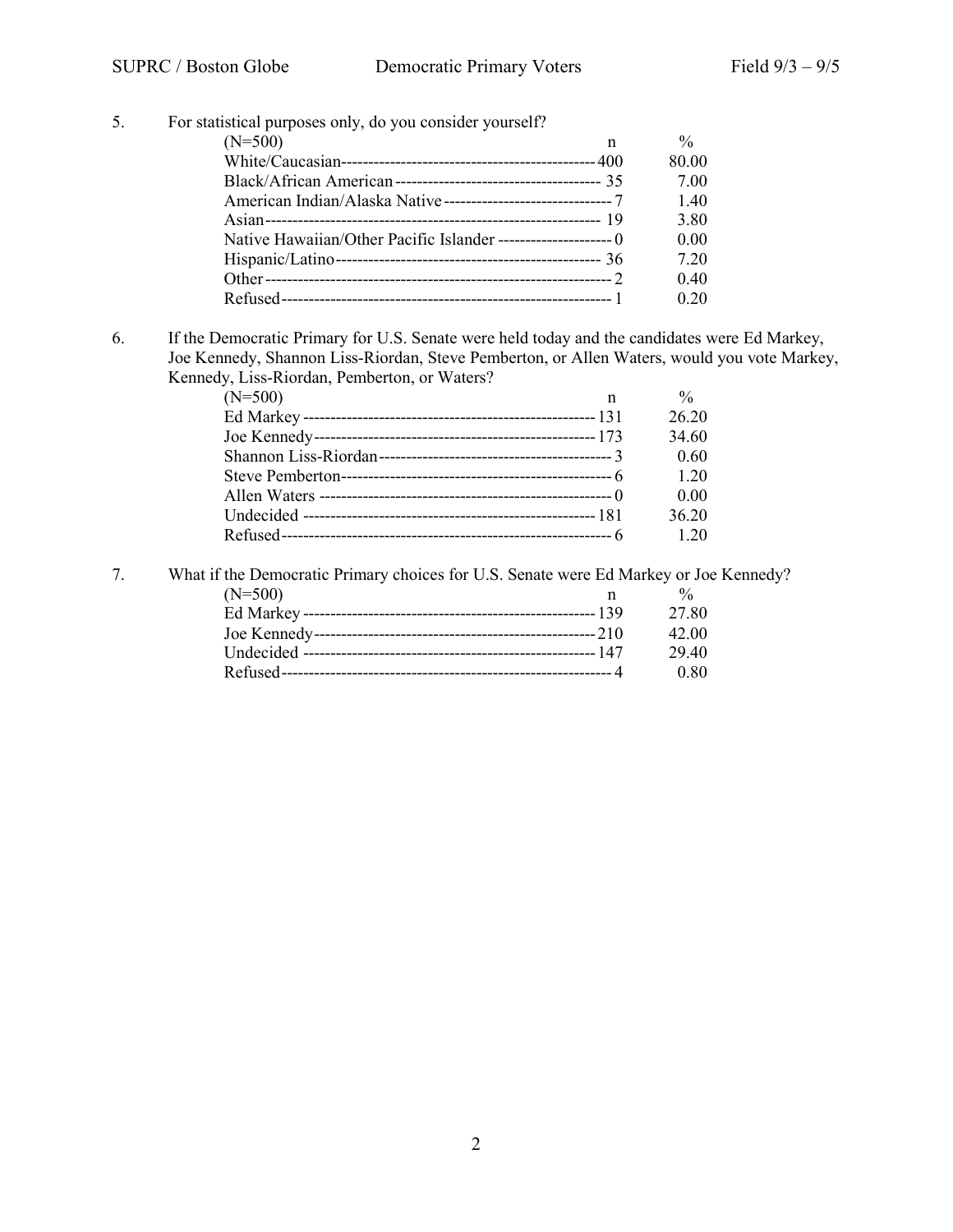5. For statistical purposes only, do you consider yourself?

| (N=500) | n | % |
|---|---|---|
| White/Caucasian | 400 | 80.00 |
| Black/African American | 35 | 7.00 |
| American Indian/Alaska Native | 7 | 1.40 |
| Asian | 19 | 3.80 |
| Native Hawaiian/Other Pacific Islander | 0 | 0.00 |
| Hispanic/Latino | 36 | 7.20 |
| Other | 2 | 0.40 |
| Refused | 1 | 0.20 |

6. If the Democratic Primary for U.S. Senate were held today and the candidates were Ed Markey, Joe Kennedy, Shannon Liss-Riordan, Steve Pemberton, or Allen Waters, would you vote Markey, Kennedy, Liss-Riordan, Pemberton, or Waters?

| (N=500) | n | % |
|---|---|---|
| Ed Markey | 131 | 26.20 |
| Joe Kennedy | 173 | 34.60 |
| Shannon Liss-Riordan | 3 | 0.60 |
| Steve Pemberton | 6 | 1.20 |
| Allen Waters | 0 | 0.00 |
| Undecided | 181 | 36.20 |
| Refused | 6 | 1.20 |

7. What if the Democratic Primary choices for U.S. Senate were Ed Markey or Joe Kennedy?

| (N=500) | n | % |
|---|---|---|
| Ed Markey | 139 | 27.80 |
| Joe Kennedy | 210 | 42.00 |
| Undecided | 147 | 29.40 |
| Refused | 4 | 0.80 |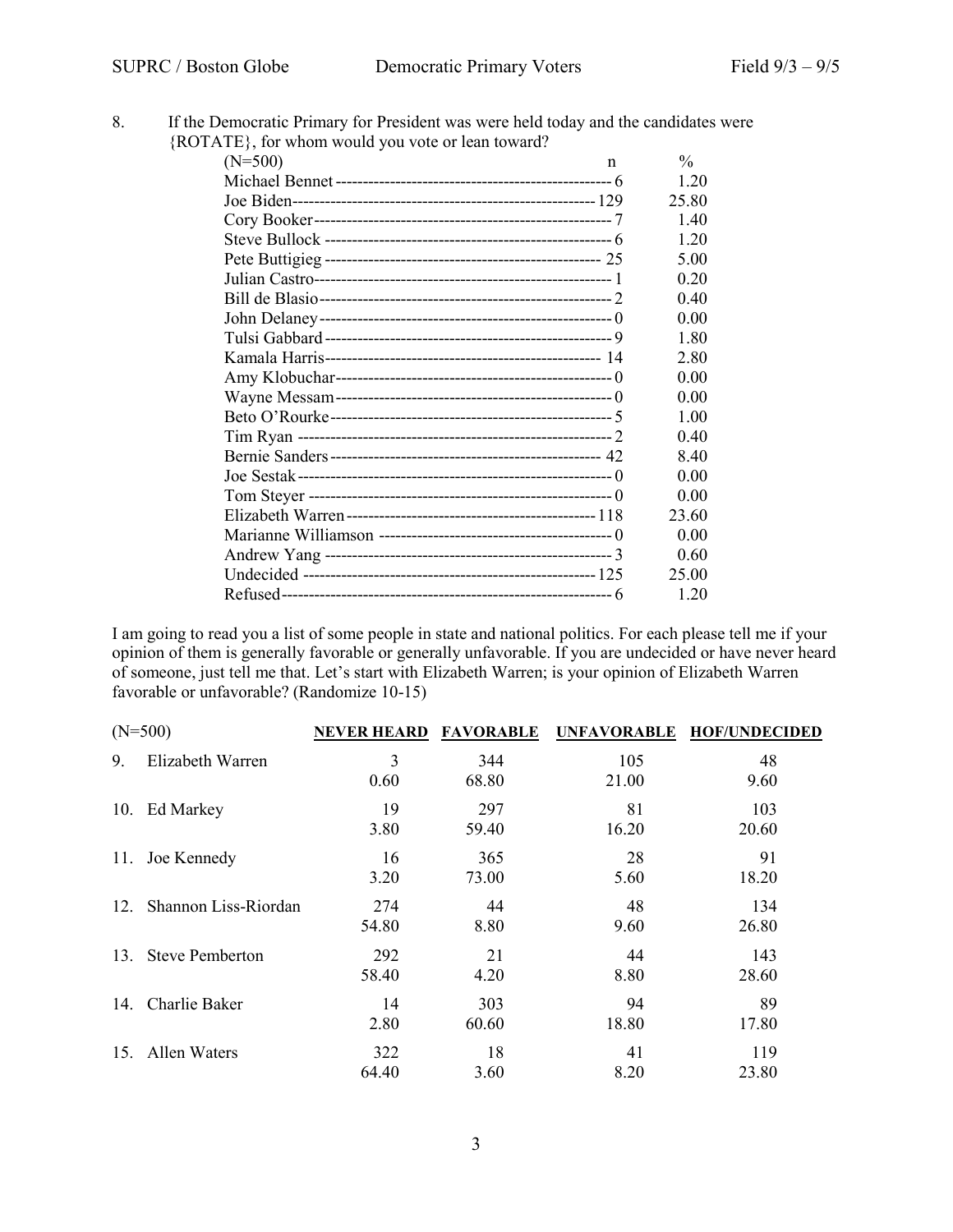8. If the Democratic Primary for President was were held today and the candidates were {ROTATE}, for whom would you vote or lean toward?

| (N=500) | n | % |
|---|---|---|
| Michael Bennet | 6 | 1.20 |
| Joe Biden | 129 | 25.80 |
| Cory Booker | 7 | 1.40 |
| Steve Bullock | 6 | 1.20 |
| Pete Buttigieg | 25 | 5.00 |
| Julian Castro | 1 | 0.20 |
| Bill de Blasio | 2 | 0.40 |
| John Delaney | 0 | 0.00 |
| Tulsi Gabbard | 9 | 1.80 |
| Kamala Harris | 14 | 2.80 |
| Amy Klobuchar | 0 | 0.00 |
| Wayne Messam | 0 | 0.00 |
| Beto O'Rourke | 5 | 1.00 |
| Tim Ryan | 2 | 0.40 |
| Bernie Sanders | 42 | 8.40 |
| Joe Sestak | 0 | 0.00 |
| Tom Steyer | 0 | 0.00 |
| Elizabeth Warren | 118 | 23.60 |
| Marianne Williamson | 0 | 0.00 |
| Andrew Yang | 3 | 0.60 |
| Undecided | 125 | 25.00 |
| Refused | 6 | 1.20 |

I am going to read you a list of some people in state and national politics. For each please tell me if your opinion of them is generally favorable or generally unfavorable. If you are undecided or have never heard of someone, just tell me that. Let's start with Elizabeth Warren; is your opinion of Elizabeth Warren favorable or unfavorable? (Randomize 10-15)

| (N=500) | NEVER HEARD | FAVORABLE | UNFAVORABLE | HOF/UNDECIDED |
|---|---|---|---|---|
| 9. Elizabeth Warren | 3<br>0.60 | 344<br>68.80 | 105<br>21.00 | 48<br>9.60 |
| 10. Ed Markey | 19<br>3.80 | 297<br>59.40 | 81<br>16.20 | 103<br>20.60 |
| 11. Joe Kennedy | 16<br>3.20 | 365<br>73.00 | 28<br>5.60 | 91<br>18.20 |
| 12. Shannon Liss-Riordan | 274<br>54.80 | 44<br>8.80 | 48<br>9.60 | 134<br>26.80 |
| 13. Steve Pemberton | 292<br>58.40 | 21<br>4.20 | 44<br>8.80 | 143<br>28.60 |
| 14. Charlie Baker | 14<br>2.80 | 303<br>60.60 | 94<br>18.80 | 89<br>17.80 |
| 15. Allen Waters | 322<br>64.40 | 18<br>3.60 | 41<br>8.20 | 119<br>23.80 |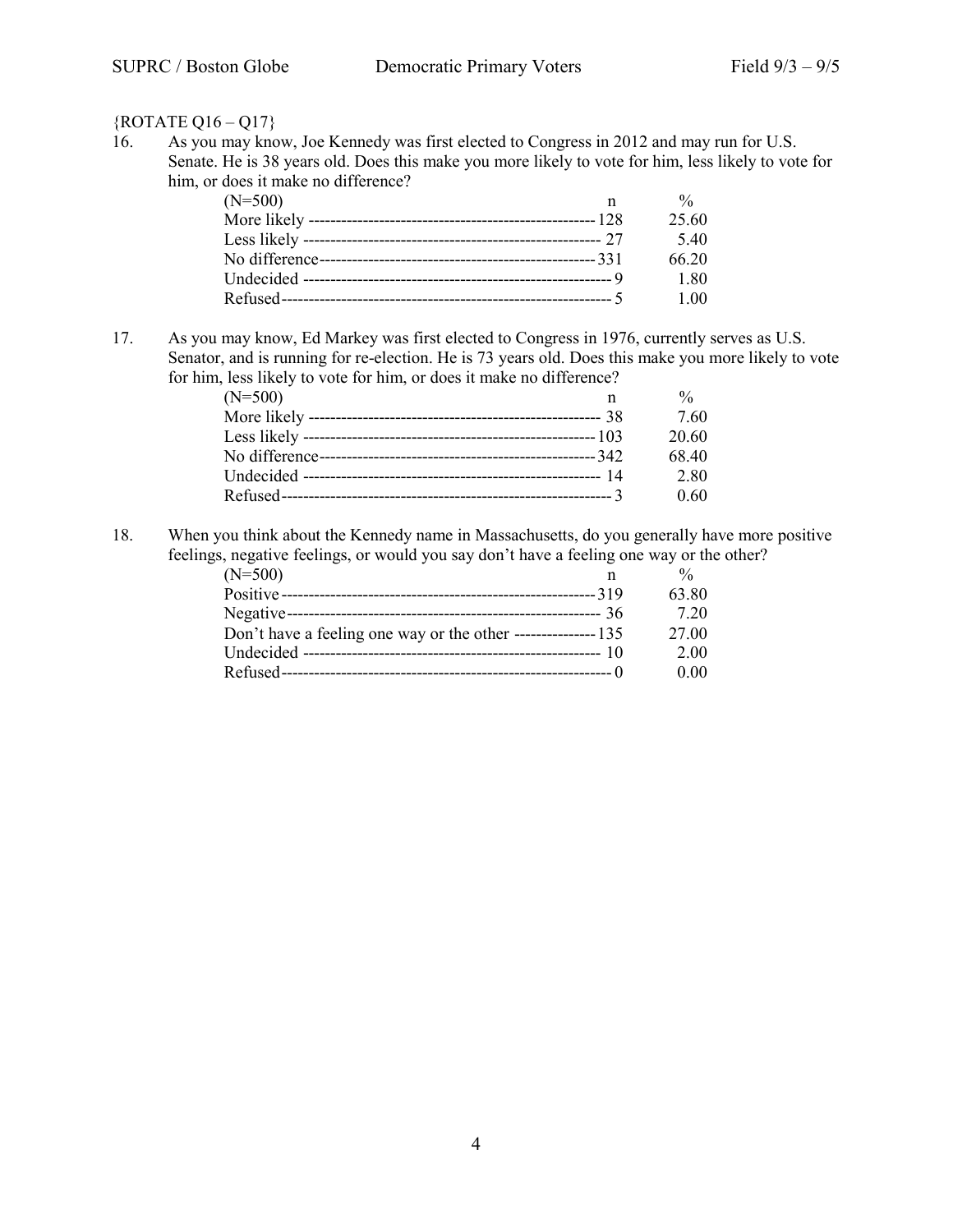{ROTATE Q16 – Q17}

16. As you may know, Joe Kennedy was first elected to Congress in 2012 and may run for U.S. Senate. He is 38 years old. Does this make you more likely to vote for him, less likely to vote for him, or does it make no difference?

| (N=500) | n | % |
|---|---|---|
| More likely | 128 | 25.60 |
| Less likely | 27 | 5.40 |
| No difference | 331 | 66.20 |
| Undecided | 9 | 1.80 |
| Refused | 5 | 1.00 |

17. As you may know, Ed Markey was first elected to Congress in 1976, currently serves as U.S. Senator, and is running for re-election. He is 73 years old. Does this make you more likely to vote for him, less likely to vote for him, or does it make no difference?

| (N=500) | n | % |
|---|---|---|
| More likely | 38 | 7.60 |
| Less likely | 103 | 20.60 |
| No difference | 342 | 68.40 |
| Undecided | 14 | 2.80 |
| Refused | 3 | 0.60 |

18. When you think about the Kennedy name in Massachusetts, do you generally have more positive feelings, negative feelings, or would you say don't have a feeling one way or the other?

| (N=500) | n | % |
|---|---|---|
| Positive | 319 | 63.80 |
| Negative | 36 | 7.20 |
| Don't have a feeling one way or the other | 135 | 27.00 |
| Undecided | 10 | 2.00 |
| Refused | 0 | 0.00 |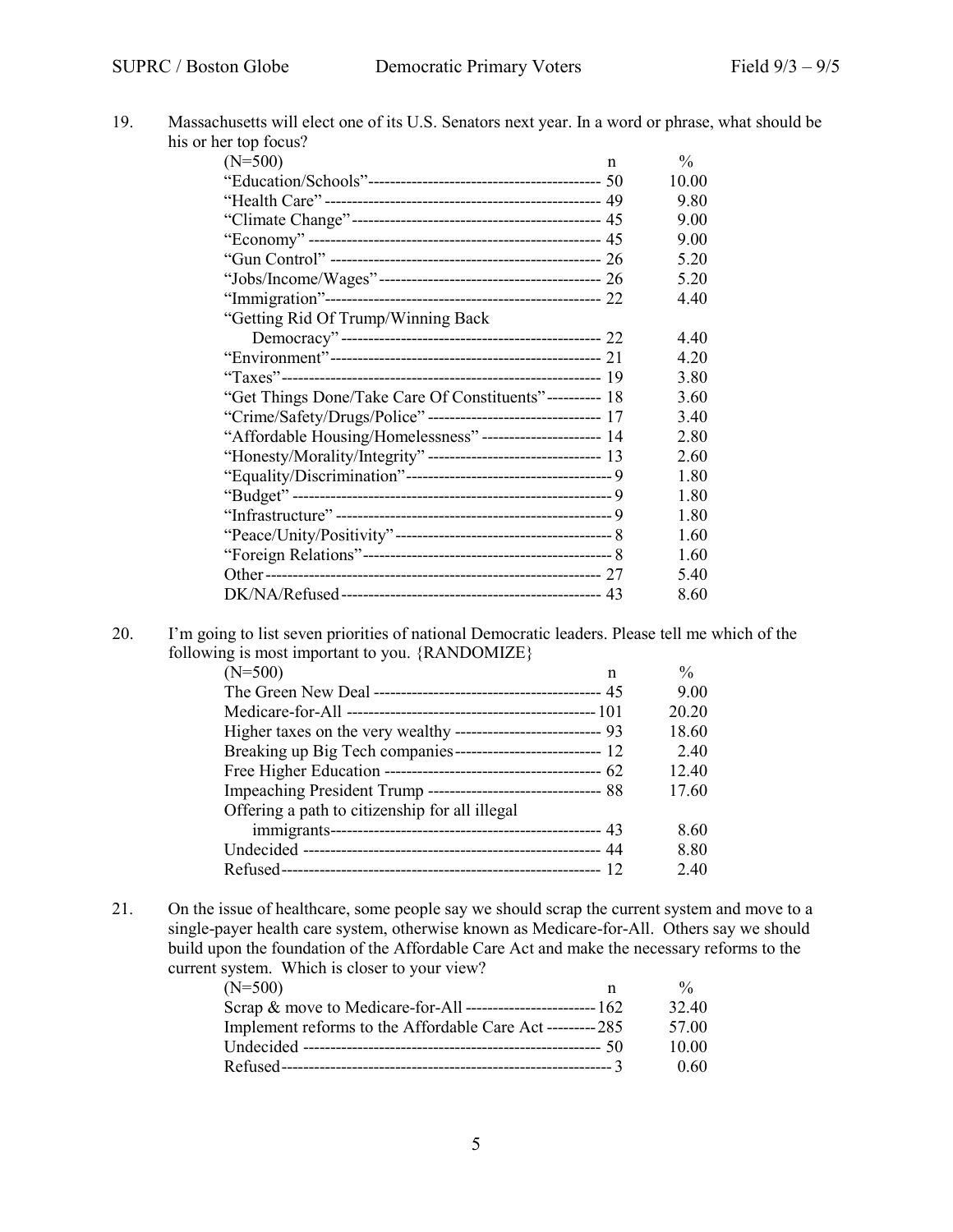19. Massachusetts will elect one of its U.S. Senators next year. In a word or phrase, what should be his or her top focus?

| (N=500) | n | % |
|---|---|---|
| "Education/Schools" | 50 | 10.00 |
| "Health Care" | 49 | 9.80 |
| "Climate Change" | 45 | 9.00 |
| "Economy" | 45 | 9.00 |
| "Gun Control" | 26 | 5.20 |
| "Jobs/Income/Wages" | 26 | 5.20 |
| "Immigration" | 22 | 4.40 |
| "Getting Rid Of Trump/Winning Back Democracy" | 22 | 4.40 |
| "Environment" | 21 | 4.20 |
| "Taxes" | 19 | 3.80 |
| "Get Things Done/Take Care Of Constituents" | 18 | 3.60 |
| "Crime/Safety/Drugs/Police" | 17 | 3.40 |
| "Affordable Housing/Homelessness" | 14 | 2.80 |
| "Honesty/Morality/Integrity" | 13 | 2.60 |
| "Equality/Discrimination" | 9 | 1.80 |
| "Budget" | 9 | 1.80 |
| "Infrastructure" | 9 | 1.80 |
| "Peace/Unity/Positivity" | 8 | 1.60 |
| "Foreign Relations" | 8 | 1.60 |
| Other | 27 | 5.40 |
| DK/NA/Refused | 43 | 8.60 |

20. I'm going to list seven priorities of national Democratic leaders. Please tell me which of the following is most important to you. {RANDOMIZE}

| (N=500) | n | % |
|---|---|---|
| The Green New Deal | 45 | 9.00 |
| Medicare-for-All | 101 | 20.20 |
| Higher taxes on the very wealthy | 93 | 18.60 |
| Breaking up Big Tech companies | 12 | 2.40 |
| Free Higher Education | 62 | 12.40 |
| Impeaching President Trump | 88 | 17.60 |
| Offering a path to citizenship for all illegal immigrants | 43 | 8.60 |
| Undecided | 44 | 8.80 |
| Refused | 12 | 2.40 |

21. On the issue of healthcare, some people say we should scrap the current system and move to a single-payer health care system, otherwise known as Medicare-for-All. Others say we should build upon the foundation of the Affordable Care Act and make the necessary reforms to the current system. Which is closer to your view?

| (N=500) | n | % |
|---|---|---|
| Scrap & move to Medicare-for-All | 162 | 32.40 |
| Implement reforms to the Affordable Care Act | 285 | 57.00 |
| Undecided | 50 | 10.00 |
| Refused | 3 | 0.60 |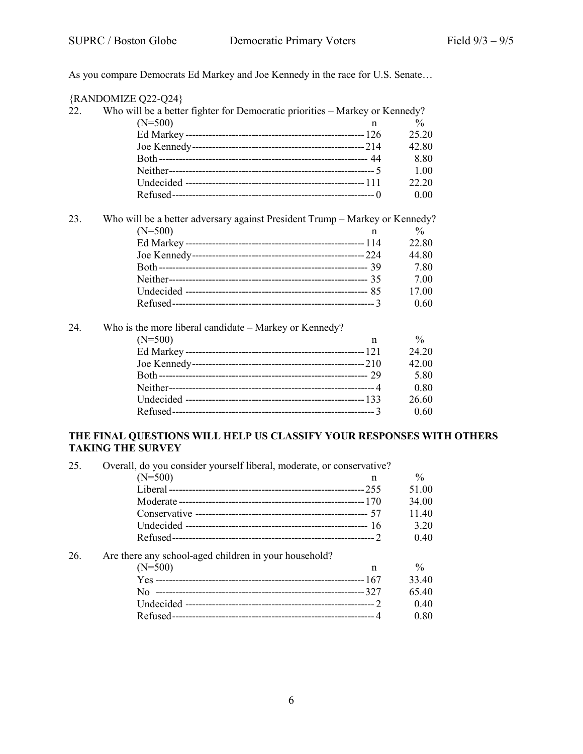As you compare Democrats Ed Markey and Joe Kennedy in the race for U.S. Senate…

{RANDOMIZE Q22-Q24}

22. Who will be a better fighter for Democratic priorities – Markey or Kennedy?

| (N=500) | n | % |
|---|---|---|
| Ed Markey | 126 | 25.20 |
| Joe Kennedy | 214 | 42.80 |
| Both | 44 | 8.80 |
| Neither | 5 | 1.00 |
| Undecided | 111 | 22.20 |
| Refused | 0 | 0.00 |

23. Who will be a better adversary against President Trump – Markey or Kennedy?

| (N=500) | n | % |
|---|---|---|
| Ed Markey | 114 | 22.80 |
| Joe Kennedy | 224 | 44.80 |
| Both | 39 | 7.80 |
| Neither | 35 | 7.00 |
| Undecided | 85 | 17.00 |
| Refused | 3 | 0.60 |

24. Who is the more liberal candidate – Markey or Kennedy?

| (N=500) | n | % |
|---|---|---|
| Ed Markey | 121 | 24.20 |
| Joe Kennedy | 210 | 42.00 |
| Both | 29 | 5.80 |
| Neither | 4 | 0.80 |
| Undecided | 133 | 26.60 |
| Refused | 3 | 0.60 |

**THE FINAL QUESTIONS WILL HELP US CLASSIFY YOUR RESPONSES WITH OTHERS TAKING THE SURVEY**

25. Overall, do you consider yourself liberal, moderate, or conservative?

| (N=500) | n | % |
|---|---|---|
| Liberal | 255 | 51.00 |
| Moderate | 170 | 34.00 |
| Conservative | 57 | 11.40 |
| Undecided | 16 | 3.20 |
| Refused | 2 | 0.40 |

26. Are there any school-aged children in your household?

| (N=500) | n | % |
|---|---|---|
| Yes | 167 | 33.40 |
| No | 327 | 65.40 |
| Undecided | 2 | 0.40 |
| Refused | 4 | 0.80 |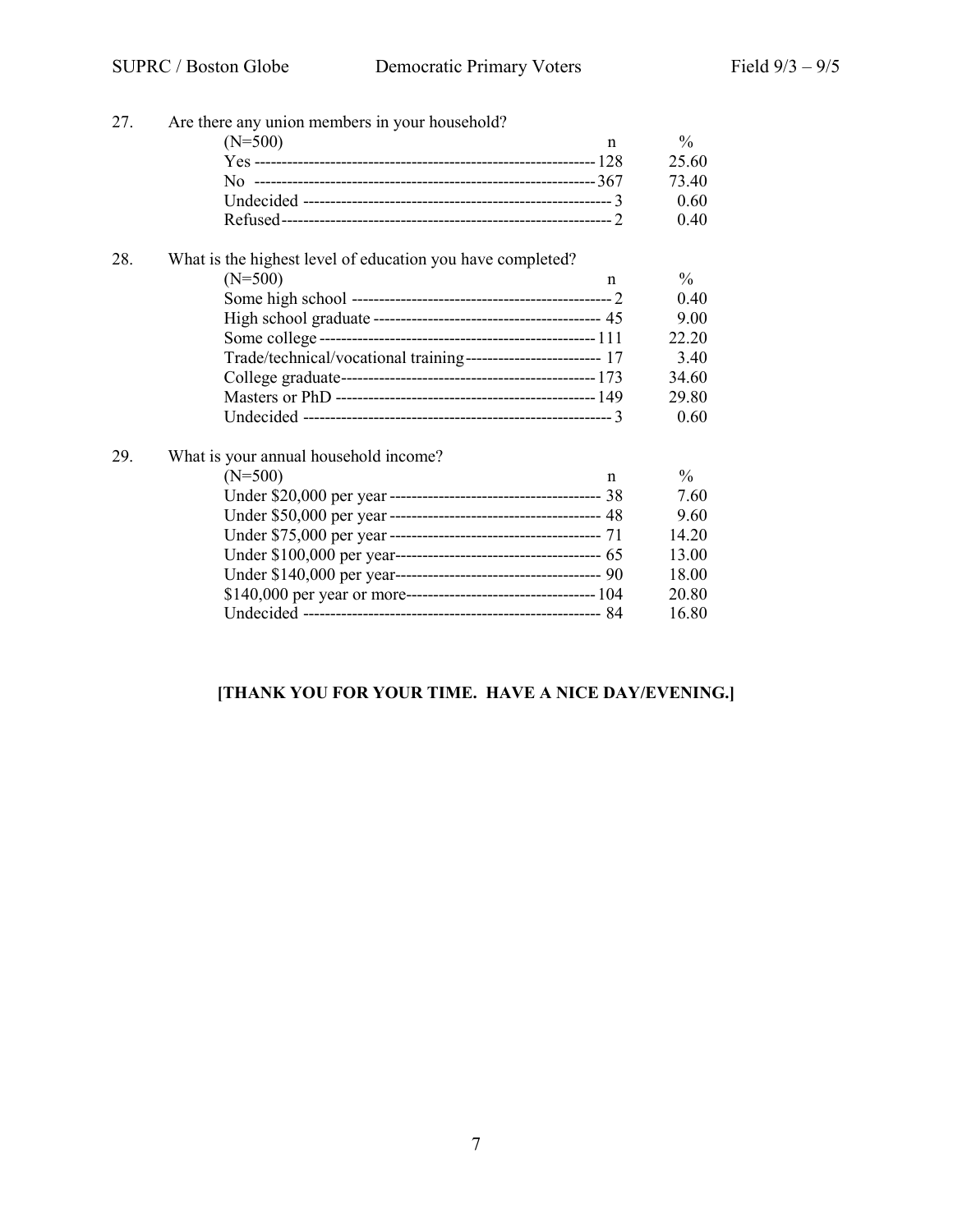27. Are there any union members in your household?

| (N=500) | n | % |
|---|---|---|
| Yes | 128 | 25.60 |
| No | 367 | 73.40 |
| Undecided | 3 | 0.60 |
| Refused | 2 | 0.40 |

28. What is the highest level of education you have completed?

| (N=500) | n | % |
|---|---|---|
| Some high school | 2 | 0.40 |
| High school graduate | 45 | 9.00 |
| Some college | 111 | 22.20 |
| Trade/technical/vocational training | 17 | 3.40 |
| College graduate | 173 | 34.60 |
| Masters or PhD | 149 | 29.80 |
| Undecided | 3 | 0.60 |

29. What is your annual household income?

| (N=500) | n | % |
|---|---|---|
| Under $20,000 per year | 38 | 7.60 |
| Under $50,000 per year | 48 | 9.60 |
| Under $75,000 per year | 71 | 14.20 |
| Under $100,000 per year | 65 | 13.00 |
| Under $140,000 per year | 90 | 18.00 |
| $140,000 per year or more | 104 | 20.80 |
| Undecided | 84 | 16.80 |

**[THANK YOU FOR YOUR TIME. HAVE A NICE DAY/EVENING.]**